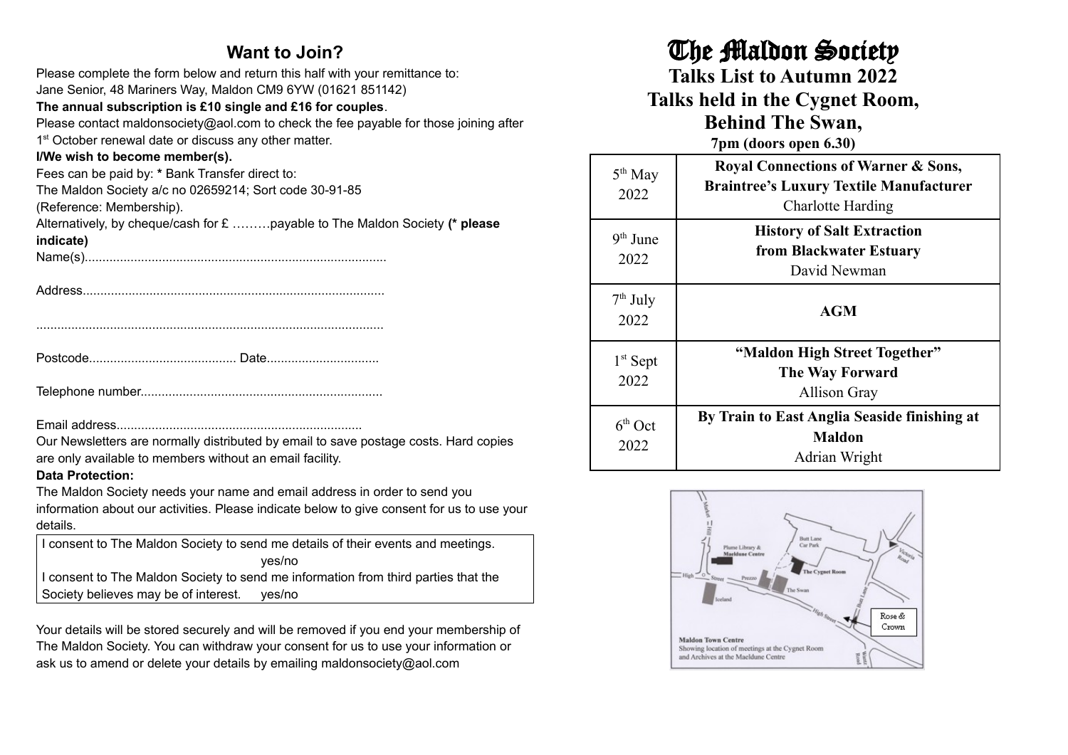## Want to Join?

Please complete the form below and return this half with your remittance to:
Jane Senior, 48 Mariners Way, Maldon CM9 6YW (01621 851142)

**The annual subscription is £10 single and £16 for couples**.

Please contact maldonsociety@aol.com to check the fee payable for those joining after 1st October renewal date or discuss any other matter.

**I/We wish to become member(s).**

Fees can be paid by: **\*** Bank Transfer direct to:
The Maldon Society a/c no 02659214; Sort code 30-91-85
(Reference: Membership).

Alternatively, by cheque/cash for £ ………payable to The Maldon Society **(\* please indicate)**

Name(s)....................................................................................

Address....................................................................................

..................................................................................................

Postcode.......................................... Date................................

Telephone number....................................................................

Email address.....................................................................

Our Newsletters are normally distributed by email to save postage costs. Hard copies are only available to members without an email facility.

**Data Protection:**

The Maldon Society needs your name and email address in order to send you information about our activities. Please indicate below to give consent for us to use your details.

| |
|---|
| I consent to The Maldon Society to send me details of their events and meetings. yes/no |
| I consent to The Maldon Society to send me information from third parties that the Society believes may be of interest. yes/no |

Your details will be stored securely and will be removed if you end your membership of The Maldon Society. You can withdraw your consent for us to use your information or ask us to amend or delete your details by emailing maldonsociety@aol.com

# The Maldon Society

## Talks List to Autumn 2022
## Talks held in the Cygnet Room, Behind The Swan,

**7pm (doors open 6.30)**

| Date | Talk |
|---|---|
| 5th May 2022 | **Royal Connections of Warner & Sons, Braintree's Luxury Textile Manufacturer** Charlotte Harding |
| 9th June 2022 | **History of Salt Extraction from Blackwater Estuary** David Newman |
| 7th July 2022 | **AGM** |
| 1st Sept 2022 | **"Maldon High Street Together" The Way Forward** Allison Gray |
| 6th Oct 2022 | **By Train to East Anglia Seaside finishing at Maldon** Adrian Wright |

Maldon Town Centre
Showing location of meetings at the Cygnet Room and Archives at the Maeldune Centre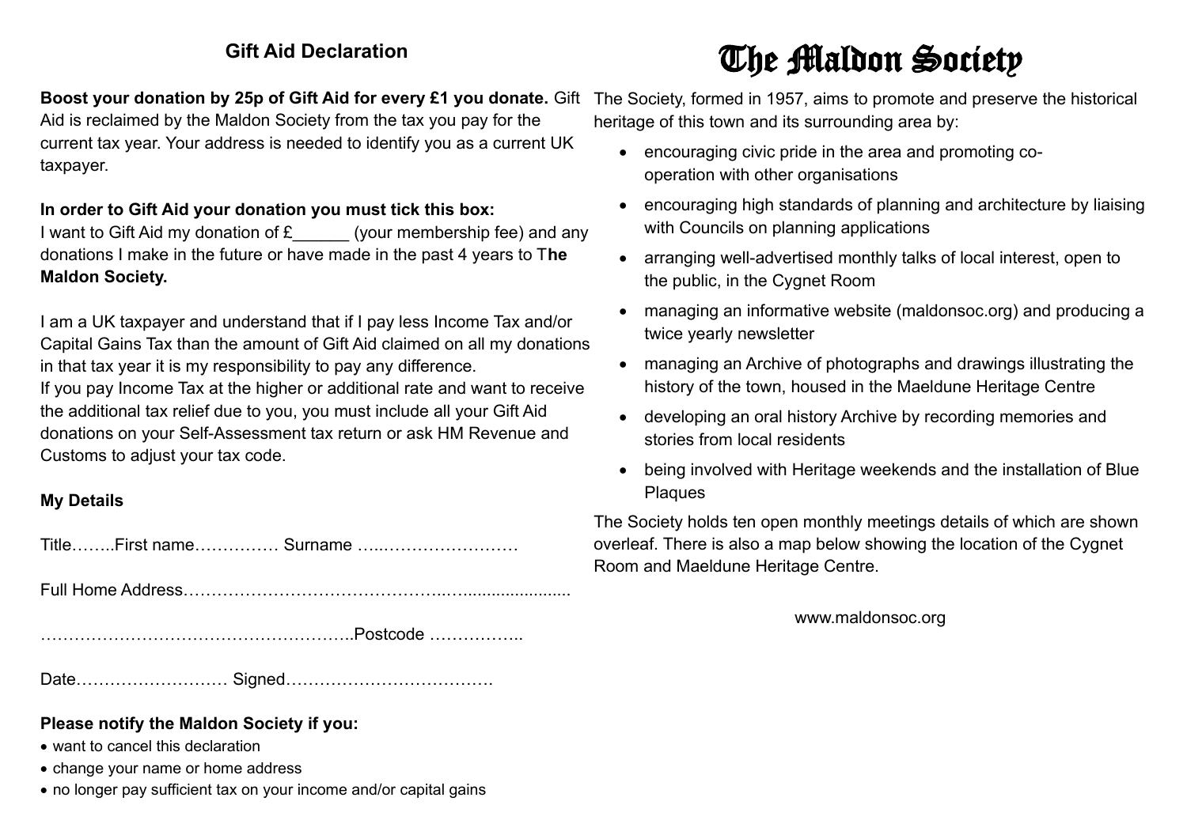## Gift Aid Declaration

**Boost your donation by 25p of Gift Aid for every £1 you donate.** Gift Aid is reclaimed by the Maldon Society from the tax you pay for the current tax year. Your address is needed to identify you as a current UK taxpayer.

**In order to Gift Aid your donation you must tick this box:**
I want to Gift Aid my donation of £______ (your membership fee) and any donations I make in the future or have made in the past 4 years to T**he Maldon Society.**

I am a UK taxpayer and understand that if I pay less Income Tax and/or Capital Gains Tax than the amount of Gift Aid claimed on all my donations in that tax year it is my responsibility to pay any difference.
If you pay Income Tax at the higher or additional rate and want to receive the additional tax relief due to you, you must include all your Gift Aid donations on your Self-Assessment tax return or ask HM Revenue and Customs to adjust your tax code.

**My Details**

Title……..First name…………… Surname …..……………………

Full Home Address……………………………………..…....................

………………………………………………..Postcode ……………..

Date……………………… Signed……………………………….

**Please notify the Maldon Society if you:**

- want to cancel this declaration
- change your name or home address
- no longer pay sufficient tax on your income and/or capital gains

# The Maldon Society

The Society, formed in 1957, aims to promote and preserve the historical heritage of this town and its surrounding area by:

- encouraging civic pride in the area and promoting co-operation with other organisations
- encouraging high standards of planning and architecture by liaising with Councils on planning applications
- arranging well-advertised monthly talks of local interest, open to the public, in the Cygnet Room
- managing an informative website (maldonsoc.org) and producing a twice yearly newsletter
- managing an Archive of photographs and drawings illustrating the history of the town, housed in the Maeldune Heritage Centre
- developing an oral history Archive by recording memories and stories from local residents
- being involved with Heritage weekends and the installation of Blue Plaques

The Society holds ten open monthly meetings details of which are shown overleaf. There is also a map below showing the location of the Cygnet Room and Maeldune Heritage Centre.

www.maldonsoc.org